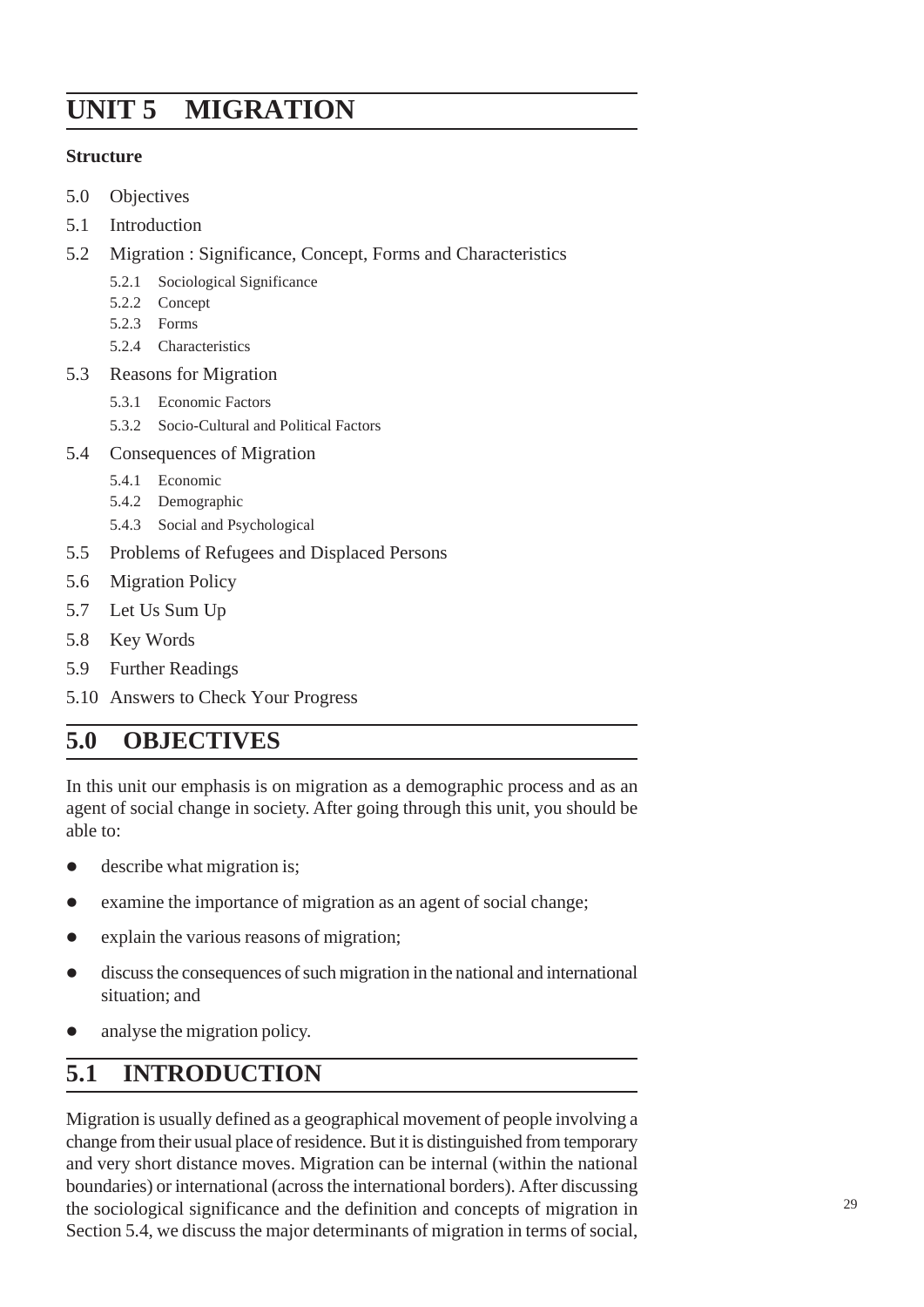# UNIT 5 MIGRATION

**Structure**

5.0 Objectives

5.1 Introduction

5.2 Migration : Significance, Concept, Forms and Characteristics

- 5.2.1 Sociological Significance
- 5.2.2 Concept
- 5.2.3 Forms
- 5.2.4 Characteristics

5.3 Reasons for Migration

- 5.3.1 Economic Factors
- 5.3.2 Socio-Cultural and Political Factors

5.4 Consequences of Migration

- 5.4.1 Economic
- 5.4.2 Demographic
- 5.4.3 Social and Psychological

5.5 Problems of Refugees and Displaced Persons

5.6 Migration Policy

5.7 Let Us Sum Up

5.8 Key Words

5.9 Further Readings

5.10 Answers to Check Your Progress

## 5.0 OBJECTIVES

In this unit our emphasis is on migration as a demographic process and as an agent of social change in society. After going through this unit, you should be able to:

- describe what migration is;
- examine the importance of migration as an agent of social change;
- explain the various reasons of migration;
- discuss the consequences of such migration in the national and international situation; and
- analyse the migration policy.

## 5.1 INTRODUCTION

Migration is usually defined as a geographical movement of people involving a change from their usual place of residence. But it is distinguished from temporary and very short distance moves. Migration can be internal (within the national boundaries) or international (across the international borders). After discussing the sociological significance and the definition and concepts of migration in Section 5.4, we discuss the major determinants of migration in terms of social,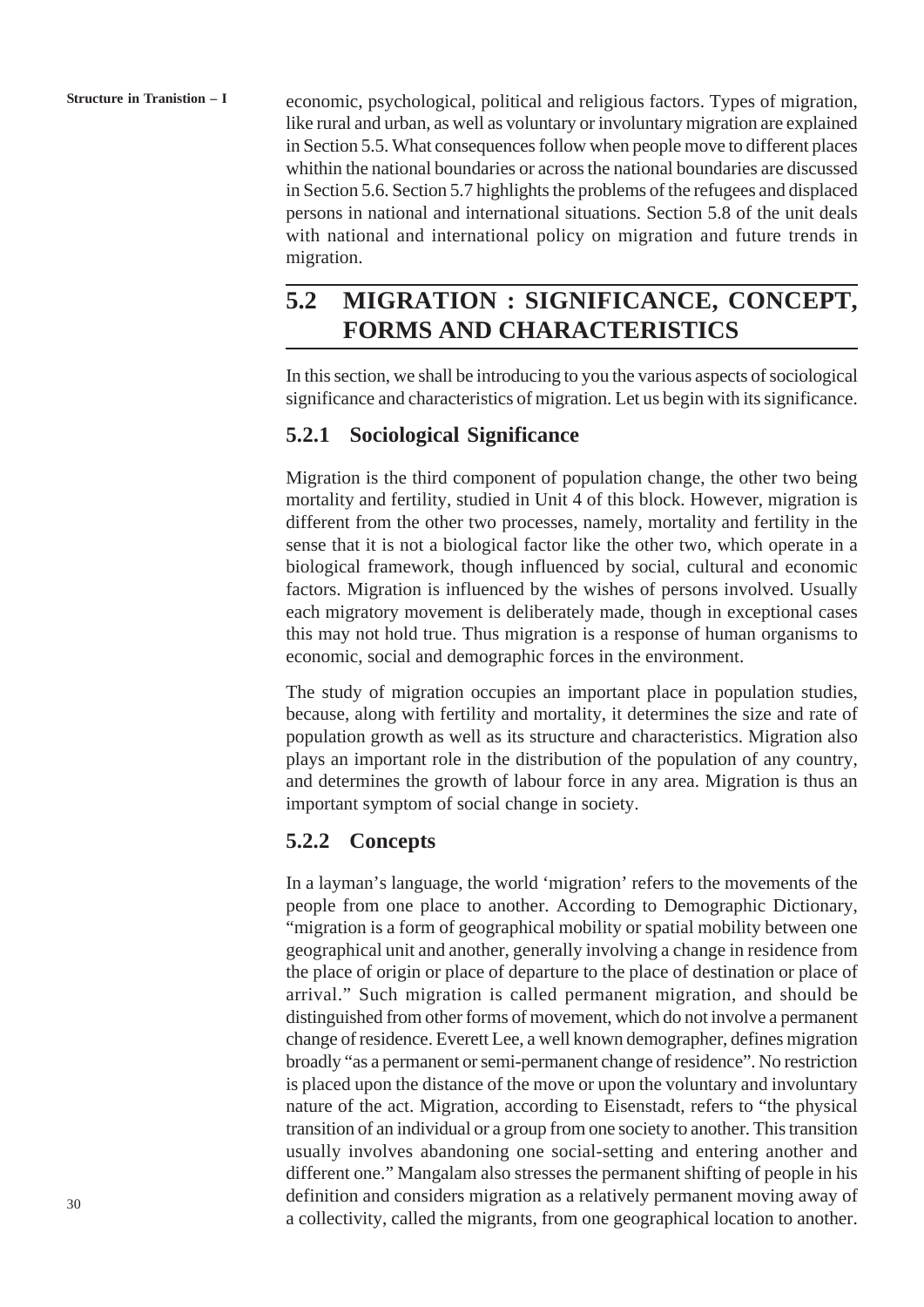economic, psychological, political and religious factors. Types of migration, like rural and urban, as well as voluntary or involuntary migration are explained in Section 5.5. What consequences follow when people move to different places whithin the national boundaries or across the national boundaries are discussed in Section 5.6. Section 5.7 highlights the problems of the refugees and displaced persons in national and international situations. Section 5.8 of the unit deals with national and international policy on migration and future trends in migration.

## 5.2 MIGRATION : SIGNIFICANCE, CONCEPT, FORMS AND CHARACTERISTICS

In this section, we shall be introducing to you the various aspects of sociological significance and characteristics of migration. Let us begin with its significance.

### 5.2.1 Sociological Significance

Migration is the third component of population change, the other two being mortality and fertility, studied in Unit 4 of this block. However, migration is different from the other two processes, namely, mortality and fertility in the sense that it is not a biological factor like the other two, which operate in a biological framework, though influenced by social, cultural and economic factors. Migration is influenced by the wishes of persons involved. Usually each migratory movement is deliberately made, though in exceptional cases this may not hold true. Thus migration is a response of human organisms to economic, social and demographic forces in the environment.

The study of migration occupies an important place in population studies, because, along with fertility and mortality, it determines the size and rate of population growth as well as its structure and characteristics. Migration also plays an important role in the distribution of the population of any country, and determines the growth of labour force in any area. Migration is thus an important symptom of social change in society.

### 5.2.2 Concepts

In a layman's language, the world 'migration' refers to the movements of the people from one place to another. According to Demographic Dictionary, "migration is a form of geographical mobility or spatial mobility between one geographical unit and another, generally involving a change in residence from the place of origin or place of departure to the place of destination or place of arrival." Such migration is called permanent migration, and should be distinguished from other forms of movement, which do not involve a permanent change of residence. Everett Lee, a well known demographer, defines migration broadly "as a permanent or semi-permanent change of residence". No restriction is placed upon the distance of the move or upon the voluntary and involuntary nature of the act. Migration, according to Eisenstadt, refers to "the physical transition of an individual or a group from one society to another. This transition usually involves abandoning one social-setting and entering another and different one." Mangalam also stresses the permanent shifting of people in his definition and considers migration as a relatively permanent moving away of a collectivity, called the migrants, from one geographical location to another.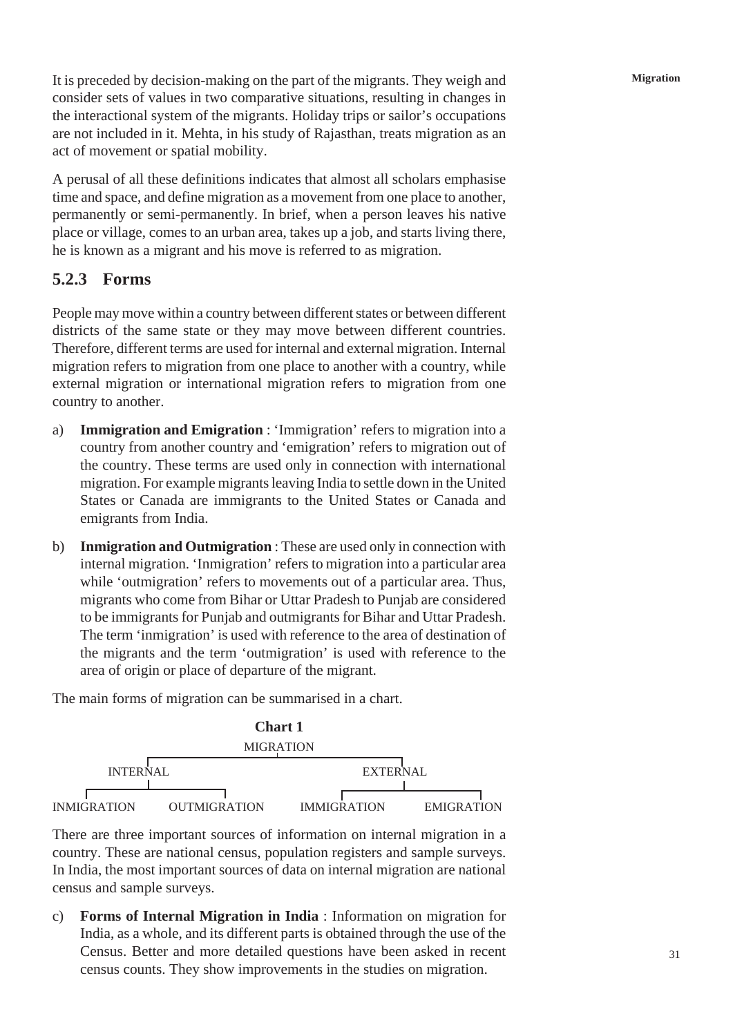It is preceded by decision-making on the part of the migrants. They weigh and consider sets of values in two comparative situations, resulting in changes in the interactional system of the migrants. Holiday trips or sailor's occupations are not included in it. Mehta, in his study of Rajasthan, treats migration as an act of movement or spatial mobility.

A perusal of all these definitions indicates that almost all scholars emphasise time and space, and define migration as a movement from one place to another, permanently or semi-permanently. In brief, when a person leaves his native place or village, comes to an urban area, takes up a job, and starts living there, he is known as a migrant and his move is referred to as migration.

### 5.2.3 Forms

People may move within a country between different states or between different districts of the same state or they may move between different countries. Therefore, different terms are used for internal and external migration. Internal migration refers to migration from one place to another with a country, while external migration or international migration refers to migration from one country to another.

a) **Immigration and Emigration** : 'Immigration' refers to migration into a country from another country and 'emigration' refers to migration out of the country. These terms are used only in connection with international migration. For example migrants leaving India to settle down in the United States or Canada are immigrants to the United States or Canada and emigrants from India.

b) **Inmigration and Outmigration** : These are used only in connection with internal migration. 'Inmigration' refers to migration into a particular area while 'outmigration' refers to movements out of a particular area. Thus, migrants who come from Bihar or Uttar Pradesh to Punjab are considered to be immigrants for Punjab and outmigrants for Bihar and Uttar Pradesh. The term 'inmigration' is used with reference to the area of destination of the migrants and the term 'outmigration' is used with reference to the area of origin or place of departure of the migrant.

The main forms of migration can be summarised in a chart.

**Chart 1**

```
                          MIGRATION
              ┌───────────────┴───────────────┐
          INTERNAL                         EXTERNAL
        ┌─────┴─────┐                   ┌─────┴─────┐
   INMIGRATION  OUTMIGRATION      IMMIGRATION   EMIGRATION
```

There are three important sources of information on internal migration in a country. These are national census, population registers and sample surveys. In India, the most important sources of data on internal migration are national census and sample surveys.

c) **Forms of Internal Migration in India** : Information on migration for India, as a whole, and its different parts is obtained through the use of the Census. Better and more detailed questions have been asked in recent census counts. They show improvements in the studies on migration.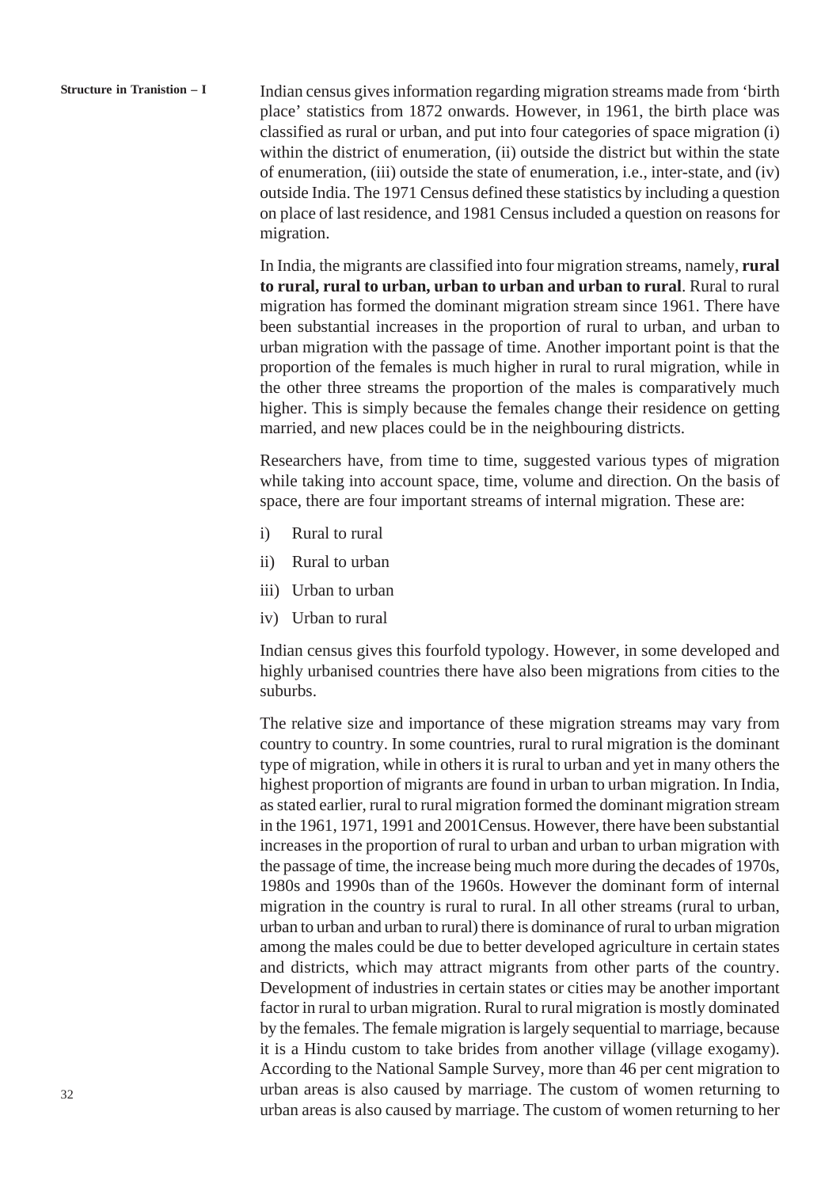Indian census gives information regarding migration streams made from 'birth place' statistics from 1872 onwards. However, in 1961, the birth place was classified as rural or urban, and put into four categories of space migration (i) within the district of enumeration, (ii) outside the district but within the state of enumeration, (iii) outside the state of enumeration, i.e., inter-state, and (iv) outside India. The 1971 Census defined these statistics by including a question on place of last residence, and 1981 Census included a question on reasons for migration.

In India, the migrants are classified into four migration streams, namely, **rural to rural, rural to urban, urban to urban and urban to rural**. Rural to rural migration has formed the dominant migration stream since 1961. There have been substantial increases in the proportion of rural to urban, and urban to urban migration with the passage of time. Another important point is that the proportion of the females is much higher in rural to rural migration, while in the other three streams the proportion of the males is comparatively much higher. This is simply because the females change their residence on getting married, and new places could be in the neighbouring districts.

Researchers have, from time to time, suggested various types of migration while taking into account space, time, volume and direction. On the basis of space, there are four important streams of internal migration. These are:

i) Rural to rural

ii) Rural to urban

iii) Urban to urban

iv) Urban to rural

Indian census gives this fourfold typology. However, in some developed and highly urbanised countries there have also been migrations from cities to the suburbs.

The relative size and importance of these migration streams may vary from country to country. In some countries, rural to rural migration is the dominant type of migration, while in others it is rural to urban and yet in many others the highest proportion of migrants are found in urban to urban migration. In India, as stated earlier, rural to rural migration formed the dominant migration stream in the 1961, 1971, 1991 and 2001Census. However, there have been substantial increases in the proportion of rural to urban and urban to urban migration with the passage of time, the increase being much more during the decades of 1970s, 1980s and 1990s than of the 1960s. However the dominant form of internal migration in the country is rural to rural. In all other streams (rural to urban, urban to urban and urban to rural) there is dominance of rural to urban migration among the males could be due to better developed agriculture in certain states and districts, which may attract migrants from other parts of the country. Development of industries in certain states or cities may be another important factor in rural to urban migration. Rural to rural migration is mostly dominated by the females. The female migration is largely sequential to marriage, because it is a Hindu custom to take brides from another village (village exogamy). According to the National Sample Survey, more than 46 per cent migration to urban areas is also caused by marriage. The custom of women returning to urban areas is also caused by marriage. The custom of women returning to her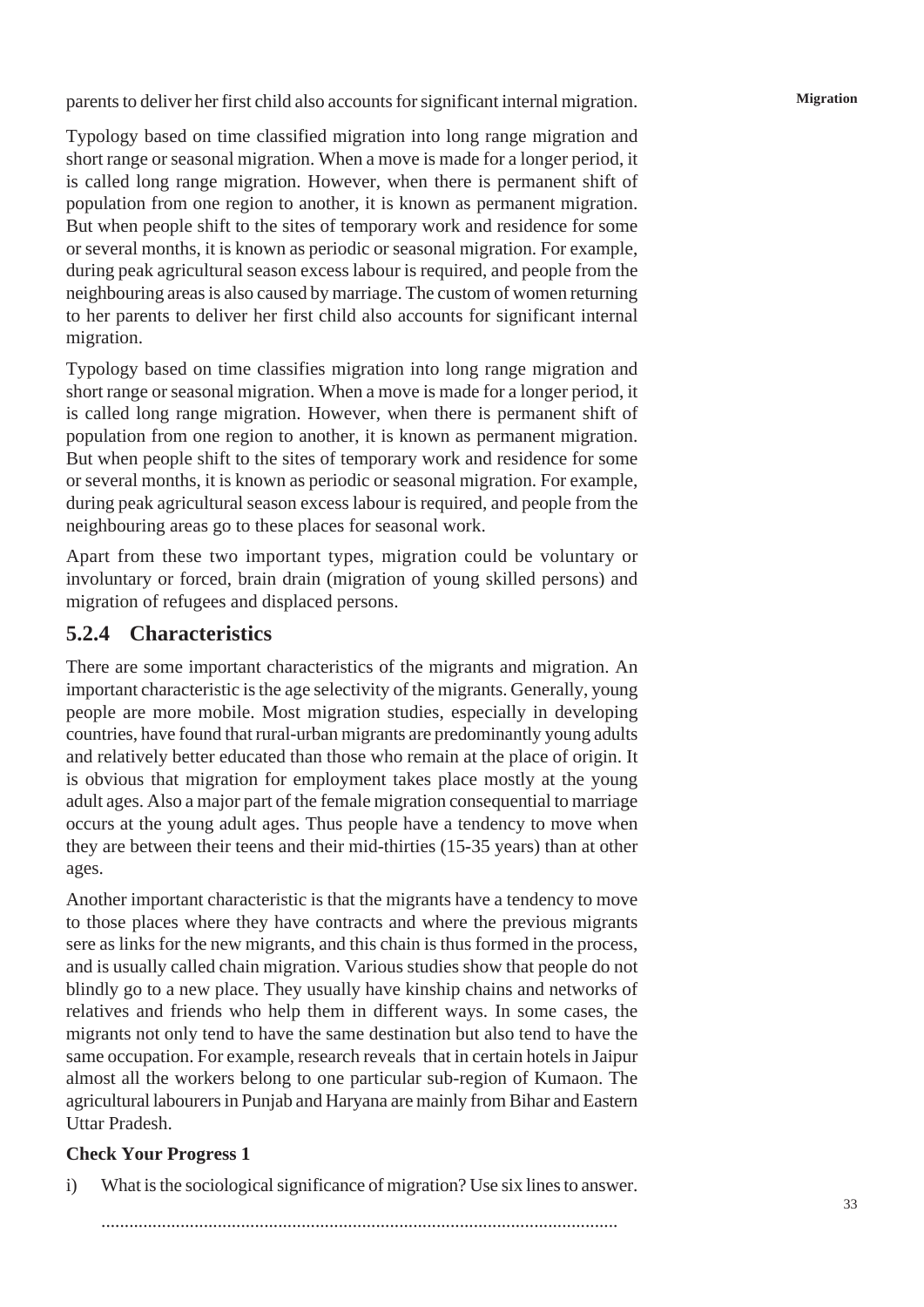parents to deliver her first child also accounts for significant internal migration.

Typology based on time classified migration into long range migration and short range or seasonal migration. When a move is made for a longer period, it is called long range migration. However, when there is permanent shift of population from one region to another, it is known as permanent migration. But when people shift to the sites of temporary work and residence for some or several months, it is known as periodic or seasonal migration. For example, during peak agricultural season excess labour is required, and people from the neighbouring areas is also caused by marriage. The custom of women returning to her parents to deliver her first child also accounts for significant internal migration.

Typology based on time classifies migration into long range migration and short range or seasonal migration. When a move is made for a longer period, it is called long range migration. However, when there is permanent shift of population from one region to another, it is known as permanent migration. But when people shift to the sites of temporary work and residence for some or several months, it is known as periodic or seasonal migration. For example, during peak agricultural season excess labour is required, and people from the neighbouring areas go to these places for seasonal work.

Apart from these two important types, migration could be voluntary or involuntary or forced, brain drain (migration of young skilled persons) and migration of refugees and displaced persons.

## 5.2.4 Characteristics

There are some important characteristics of the migrants and migration. An important characteristic is the age selectivity of the migrants. Generally, young people are more mobile. Most migration studies, especially in developing countries, have found that rural-urban migrants are predominantly young adults and relatively better educated than those who remain at the place of origin. It is obvious that migration for employment takes place mostly at the young adult ages. Also a major part of the female migration consequential to marriage occurs at the young adult ages. Thus people have a tendency to move when they are between their teens and their mid-thirties (15-35 years) than at other ages.

Another important characteristic is that the migrants have a tendency to move to those places where they have contracts and where the previous migrants sere as links for the new migrants, and this chain is thus formed in the process, and is usually called chain migration. Various studies show that people do not blindly go to a new place. They usually have kinship chains and networks of relatives and friends who help them in different ways. In some cases, the migrants not only tend to have the same destination but also tend to have the same occupation. For example, research reveals that in certain hotels in Jaipur almost all the workers belong to one particular sub-region of Kumaon. The agricultural labourers in Punjab and Haryana are mainly from Bihar and Eastern Uttar Pradesh.

**Check Your Progress 1**

i) What is the sociological significance of migration? Use six lines to answer.

.............................................................................................................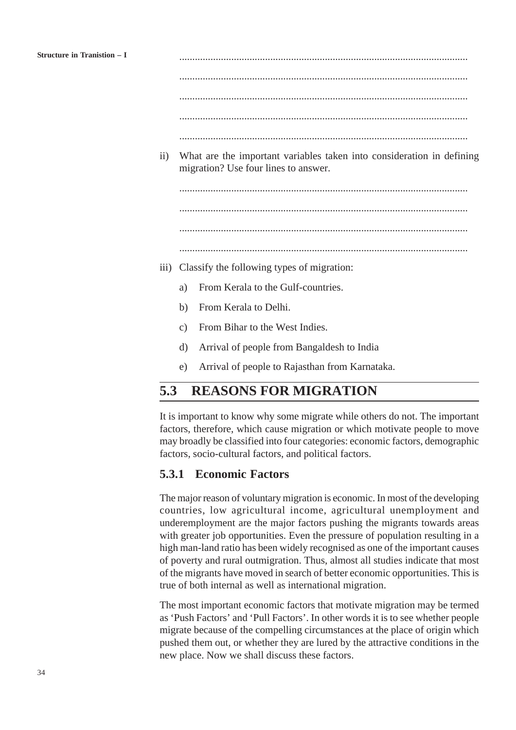...............................................................................................................

...............................................................................................................

...............................................................................................................

...............................................................................................................

...............................................................................................................

ii) What are the important variables taken into consideration in defining migration? Use four lines to answer.

...............................................................................................................

...............................................................................................................

...............................................................................................................

...............................................................................................................

iii) Classify the following types of migration:

   a) From Kerala to the Gulf-countries.

   b) From Kerala to Delhi.

   c) From Bihar to the West Indies.

   d) Arrival of people from Bangaldesh to India

   e) Arrival of people to Rajasthan from Karnataka.

## 5.3 REASONS FOR MIGRATION

It is important to know why some migrate while others do not. The important factors, therefore, which cause migration or which motivate people to move may broadly be classified into four categories: economic factors, demographic factors, socio-cultural factors, and political factors.

### 5.3.1 Economic Factors

The major reason of voluntary migration is economic. In most of the developing countries, low agricultural income, agricultural unemployment and underemployment are the major factors pushing the migrants towards areas with greater job opportunities. Even the pressure of population resulting in a high man-land ratio has been widely recognised as one of the important causes of poverty and rural outmigration. Thus, almost all studies indicate that most of the migrants have moved in search of better economic opportunities. This is true of both internal as well as international migration.

The most important economic factors that motivate migration may be termed as 'Push Factors' and 'Pull Factors'. In other words it is to see whether people migrate because of the compelling circumstances at the place of origin which pushed them out, or whether they are lured by the attractive conditions in the new place. Now we shall discuss these factors.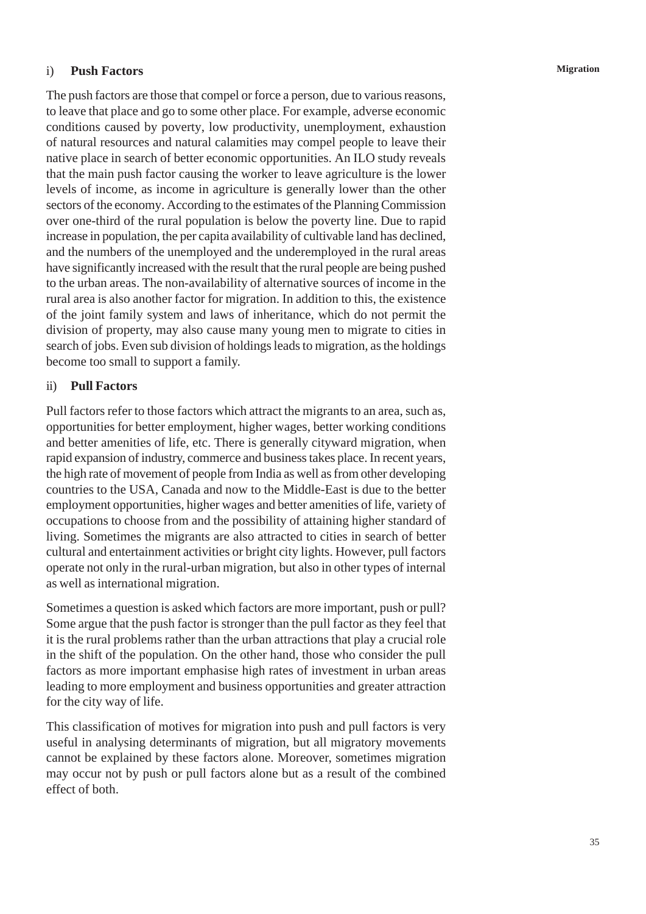### i) **Push Factors**

The push factors are those that compel or force a person, due to various reasons, to leave that place and go to some other place. For example, adverse economic conditions caused by poverty, low productivity, unemployment, exhaustion of natural resources and natural calamities may compel people to leave their native place in search of better economic opportunities. An ILO study reveals that the main push factor causing the worker to leave agriculture is the lower levels of income, as income in agriculture is generally lower than the other sectors of the economy. According to the estimates of the Planning Commission over one-third of the rural population is below the poverty line. Due to rapid increase in population, the per capita availability of cultivable land has declined, and the numbers of the unemployed and the underemployed in the rural areas have significantly increased with the result that the rural people are being pushed to the urban areas. The non-availability of alternative sources of income in the rural area is also another factor for migration. In addition to this, the existence of the joint family system and laws of inheritance, which do not permit the division of property, may also cause many young men to migrate to cities in search of jobs. Even sub division of holdings leads to migration, as the holdings become too small to support a family.

### ii) **Pull Factors**

Pull factors refer to those factors which attract the migrants to an area, such as, opportunities for better employment, higher wages, better working conditions and better amenities of life, etc. There is generally cityward migration, when rapid expansion of industry, commerce and business takes place. In recent years, the high rate of movement of people from India as well as from other developing countries to the USA, Canada and now to the Middle-East is due to the better employment opportunities, higher wages and better amenities of life, variety of occupations to choose from and the possibility of attaining higher standard of living. Sometimes the migrants are also attracted to cities in search of better cultural and entertainment activities or bright city lights. However, pull factors operate not only in the rural-urban migration, but also in other types of internal as well as international migration.

Sometimes a question is asked which factors are more important, push or pull? Some argue that the push factor is stronger than the pull factor as they feel that it is the rural problems rather than the urban attractions that play a crucial role in the shift of the population. On the other hand, those who consider the pull factors as more important emphasise high rates of investment in urban areas leading to more employment and business opportunities and greater attraction for the city way of life.

This classification of motives for migration into push and pull factors is very useful in analysing determinants of migration, but all migratory movements cannot be explained by these factors alone. Moreover, sometimes migration may occur not by push or pull factors alone but as a result of the combined effect of both.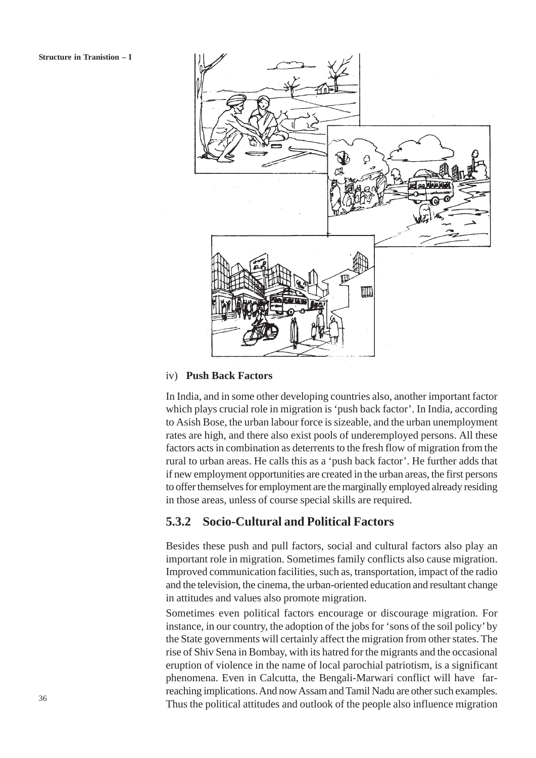iv) **Push Back Factors**

In India, and in some other developing countries also, another important factor which plays crucial role in migration is 'push back factor'. In India, according to Asish Bose, the urban labour force is sizeable, and the urban unemployment rates are high, and there also exist pools of underemployed persons. All these factors acts in combination as deterrents to the fresh flow of migration from the rural to urban areas. He calls this as a 'push back factor'. He further adds that if new employment opportunities are created in the urban areas, the first persons to offer themselves for employment are the marginally employed already residing in those areas, unless of course special skills are required.

## 5.3.2 Socio-Cultural and Political Factors

Besides these push and pull factors, social and cultural factors also play an important role in migration. Sometimes family conflicts also cause migration. Improved communication facilities, such as, transportation, impact of the radio and the television, the cinema, the urban-oriented education and resultant change in attitudes and values also promote migration.

Sometimes even political factors encourage or discourage migration. For instance, in our country, the adoption of the jobs for 'sons of the soil policy' by the State governments will certainly affect the migration from other states. The rise of Shiv Sena in Bombay, with its hatred for the migrants and the occasional eruption of violence in the name of local parochial patriotism, is a significant phenomena. Even in Calcutta, the Bengali-Marwari conflict will have far-reaching implications. And now Assam and Tamil Nadu are other such examples. Thus the political attitudes and outlook of the people also influence migration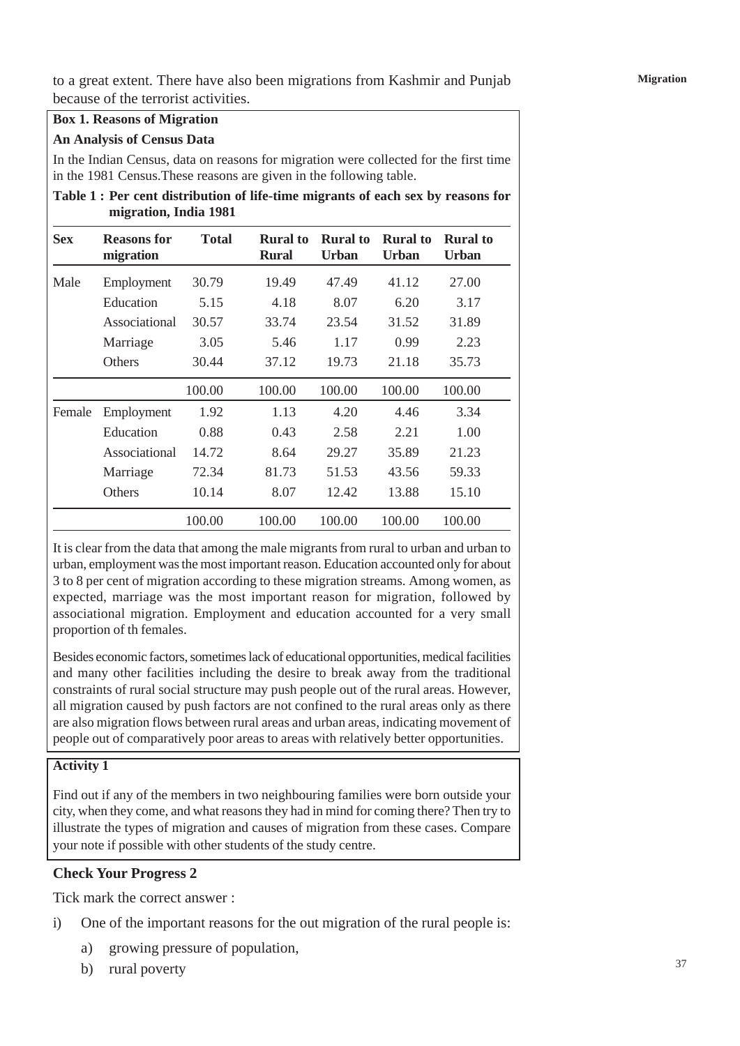to a great extent. There have also been migrations from Kashmir and Punjab because of the terrorist activities.

**Box 1. Reasons of Migration**

**An Analysis of Census Data**

In the Indian Census, data on reasons for migration were collected for the first time in the 1981 Census.These reasons are given in the following table.

**Table 1 : Per cent distribution of life-time migrants of each sex by reasons for migration, India 1981**

| Sex | Reasons for migration | Total | Rural to Rural | Rural to Urban | Rural to Urban | Rural to Urban |
|---|---|---|---|---|---|---|
| Male | Employment | 30.79 | 19.49 | 47.49 | 41.12 | 27.00 |
| | Education | 5.15 | 4.18 | 8.07 | 6.20 | 3.17 |
| | Associational | 30.57 | 33.74 | 23.54 | 31.52 | 31.89 |
| | Marriage | 3.05 | 5.46 | 1.17 | 0.99 | 2.23 |
| | Others | 30.44 | 37.12 | 19.73 | 21.18 | 35.73 |
| | | 100.00 | 100.00 | 100.00 | 100.00 | 100.00 |
| Female | Employment | 1.92 | 1.13 | 4.20 | 4.46 | 3.34 |
| | Education | 0.88 | 0.43 | 2.58 | 2.21 | 1.00 |
| | Associational | 14.72 | 8.64 | 29.27 | 35.89 | 21.23 |
| | Marriage | 72.34 | 81.73 | 51.53 | 43.56 | 59.33 |
| | Others | 10.14 | 8.07 | 12.42 | 13.88 | 15.10 |
| | | 100.00 | 100.00 | 100.00 | 100.00 | 100.00 |

It is clear from the data that among the male migrants from rural to urban and urban to urban, employment was the most important reason. Education accounted only for about 3 to 8 per cent of migration according to these migration streams. Among women, as expected, marriage was the most important reason for migration, followed by associational migration. Employment and education accounted for a very small proportion of th females.

Besides economic factors, sometimes lack of educational opportunities, medical facilities and many other facilities including the desire to break away from the traditional constraints of rural social structure may push people out of the rural areas. However, all migration caused by push factors are not confined to the rural areas only as there are also migration flows between rural areas and urban areas, indicating movement of people out of comparatively poor areas to areas with relatively better opportunities.

**Activity 1**

Find out if any of the members in two neighbouring families were born outside your city, when they come, and what reasons they had in mind for coming there? Then try to illustrate the types of migration and causes of migration from these cases. Compare your note if possible with other students of the study centre.

**Check Your Progress 2**

Tick mark the correct answer :

i) One of the important reasons for the out migration of the rural people is:

a) growing pressure of population,

b) rural poverty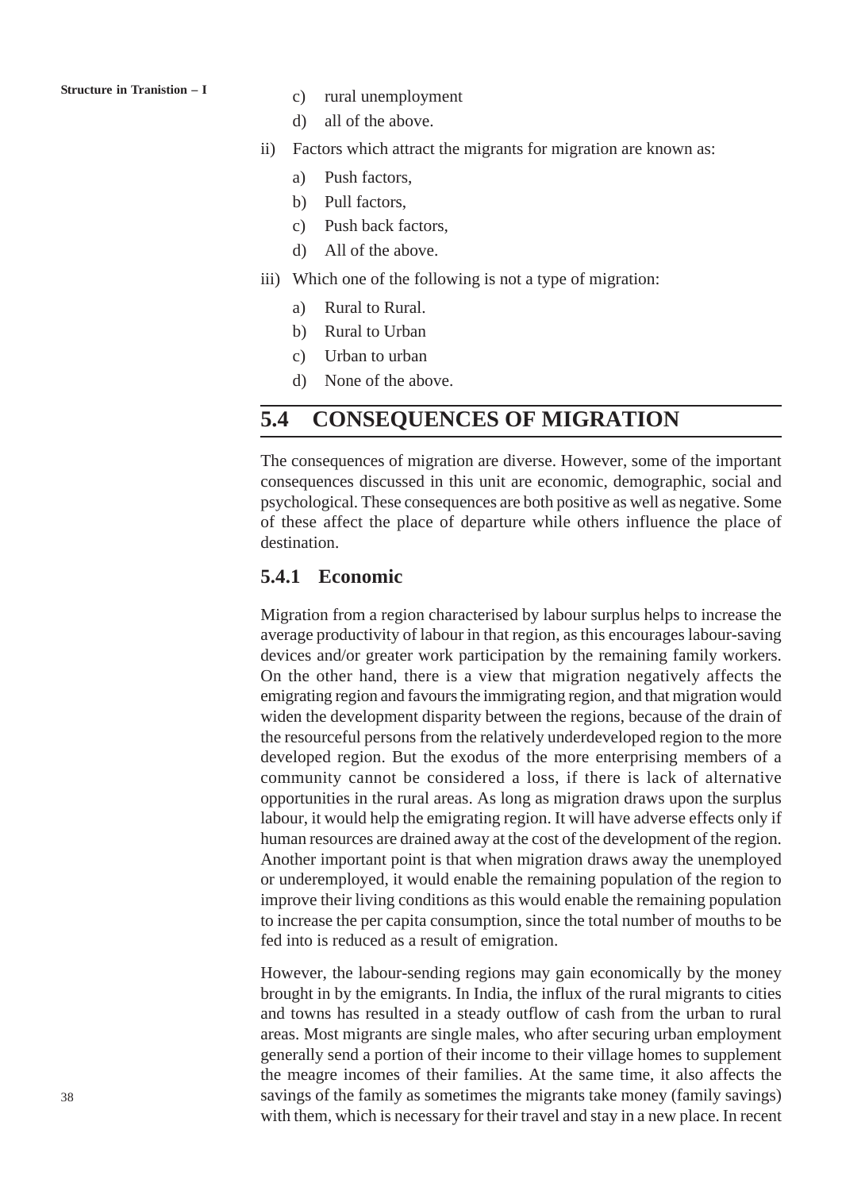c) rural unemployment

d) all of the above.

ii) Factors which attract the migrants for migration are known as:

a) Push factors,

b) Pull factors,

c) Push back factors,

d) All of the above.

iii) Which one of the following is not a type of migration:

a) Rural to Rural.

b) Rural to Urban

c) Urban to urban

d) None of the above.

## 5.4 CONSEQUENCES OF MIGRATION

The consequences of migration are diverse. However, some of the important consequences discussed in this unit are economic, demographic, social and psychological. These consequences are both positive as well as negative. Some of these affect the place of departure while others influence the place of destination.

### 5.4.1 Economic

Migration from a region characterised by labour surplus helps to increase the average productivity of labour in that region, as this encourages labour-saving devices and/or greater work participation by the remaining family workers. On the other hand, there is a view that migration negatively affects the emigrating region and favours the immigrating region, and that migration would widen the development disparity between the regions, because of the drain of the resourceful persons from the relatively underdeveloped region to the more developed region. But the exodus of the more enterprising members of a community cannot be considered a loss, if there is lack of alternative opportunities in the rural areas. As long as migration draws upon the surplus labour, it would help the emigrating region. It will have adverse effects only if human resources are drained away at the cost of the development of the region. Another important point is that when migration draws away the unemployed or underemployed, it would enable the remaining population of the region to improve their living conditions as this would enable the remaining population to increase the per capita consumption, since the total number of mouths to be fed into is reduced as a result of emigration.

However, the labour-sending regions may gain economically by the money brought in by the emigrants. In India, the influx of the rural migrants to cities and towns has resulted in a steady outflow of cash from the urban to rural areas. Most migrants are single males, who after securing urban employment generally send a portion of their income to their village homes to supplement the meagre incomes of their families. At the same time, it also affects the savings of the family as sometimes the migrants take money (family savings) with them, which is necessary for their travel and stay in a new place. In recent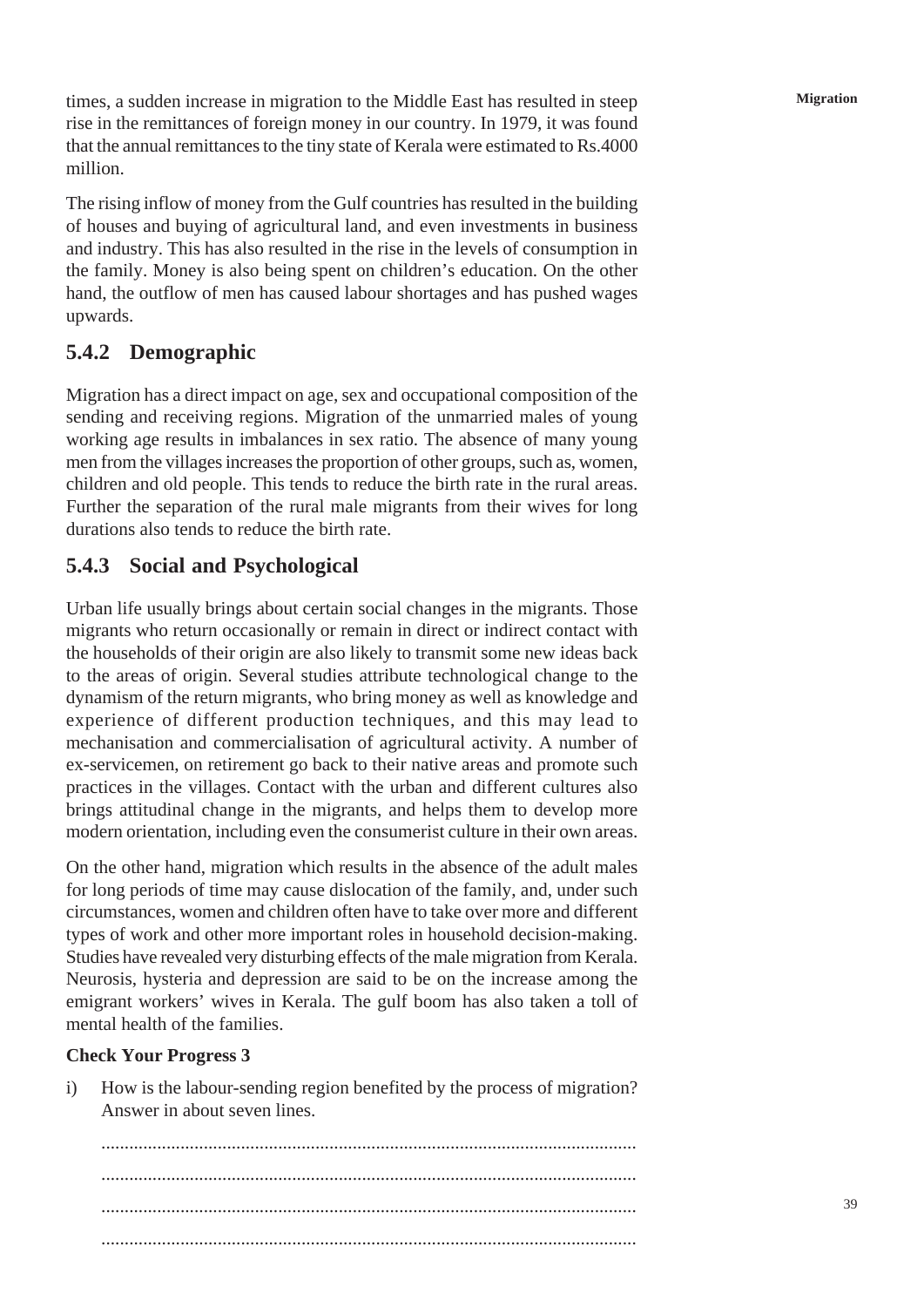times, a sudden increase in migration to the Middle East has resulted in steep rise in the remittances of foreign money in our country. In 1979, it was found that the annual remittances to the tiny state of Kerala were estimated to Rs.4000 million.

The rising inflow of money from the Gulf countries has resulted in the building of houses and buying of agricultural land, and even investments in business and industry. This has also resulted in the rise in the levels of consumption in the family. Money is also being spent on children's education. On the other hand, the outflow of men has caused labour shortages and has pushed wages upwards.

### 5.4.2 Demographic

Migration has a direct impact on age, sex and occupational composition of the sending and receiving regions. Migration of the unmarried males of young working age results in imbalances in sex ratio. The absence of many young men from the villages increases the proportion of other groups, such as, women, children and old people. This tends to reduce the birth rate in the rural areas. Further the separation of the rural male migrants from their wives for long durations also tends to reduce the birth rate.

### 5.4.3 Social and Psychological

Urban life usually brings about certain social changes in the migrants. Those migrants who return occasionally or remain in direct or indirect contact with the households of their origin are also likely to transmit some new ideas back to the areas of origin. Several studies attribute technological change to the dynamism of the return migrants, who bring money as well as knowledge and experience of different production techniques, and this may lead to mechanisation and commercialisation of agricultural activity. A number of ex-servicemen, on retirement go back to their native areas and promote such practices in the villages. Contact with the urban and different cultures also brings attitudinal change in the migrants, and helps them to develop more modern orientation, including even the consumerist culture in their own areas.

On the other hand, migration which results in the absence of the adult males for long periods of time may cause dislocation of the family, and, under such circumstances, women and children often have to take over more and different types of work and other more important roles in household decision-making. Studies have revealed very disturbing effects of the male migration from Kerala. Neurosis, hysteria and depression are said to be on the increase among the emigrant workers' wives in Kerala. The gulf boom has also taken a toll of mental health of the families.

**Check Your Progress 3**

i) How is the labour-sending region benefited by the process of migration? Answer in about seven lines.

..................................................................................................................

..................................................................................................................

..................................................................................................................

..................................................................................................................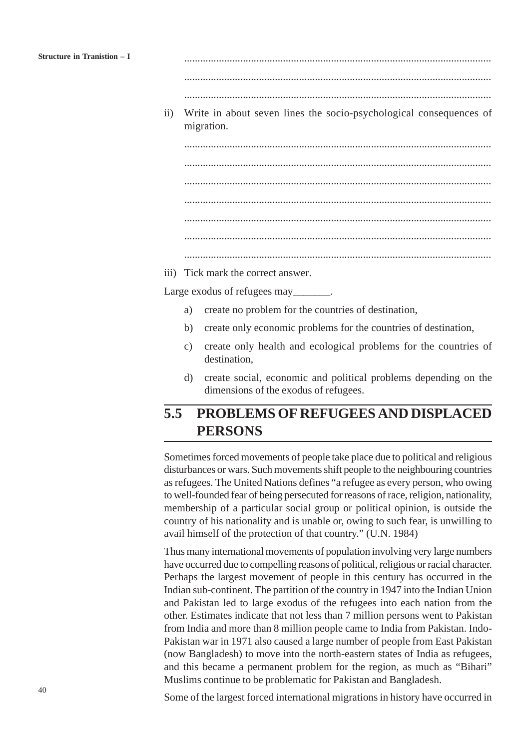...................................................................................................................

...................................................................................................................

...................................................................................................................

ii) Write in about seven lines the socio-psychological consequences of migration.

...................................................................................................................

...................................................................................................................

...................................................................................................................

...................................................................................................................

...................................................................................................................

...................................................................................................................

...................................................................................................................

iii) Tick mark the correct answer.

Large exodus of refugees may_______.

a) create no problem for the countries of destination,

b) create only economic problems for the countries of destination,

c) create only health and ecological problems for the countries of destination,

d) create social, economic and political problems depending on the dimensions of the exodus of refugees.

## 5.5 PROBLEMS OF REFUGEES AND DISPLACED PERSONS

Sometimes forced movements of people take place due to political and religious disturbances or wars. Such movements shift people to the neighbouring countries as refugees. The United Nations defines "a refugee as every person, who owing to well-founded fear of being persecuted for reasons of race, religion, nationality, membership of a particular social group or political opinion, is outside the country of his nationality and is unable or, owing to such fear, is unwilling to avail himself of the protection of that country." (U.N. 1984)

Thus many international movements of population involving very large numbers have occurred due to compelling reasons of political, religious or racial character. Perhaps the largest movement of people in this century has occurred in the Indian sub-continent. The partition of the country in 1947 into the Indian Union and Pakistan led to large exodus of the refugees into each nation from the other. Estimates indicate that not less than 7 million persons went to Pakistan from India and more than 8 million people came to India from Pakistan. Indo-Pakistan war in 1971 also caused a large number of people from East Pakistan (now Bangladesh) to move into the north-eastern states of India as refugees, and this became a permanent problem for the region, as much as "Bihari" Muslims continue to be problematic for Pakistan and Bangladesh.

Some of the largest forced international migrations in history have occurred in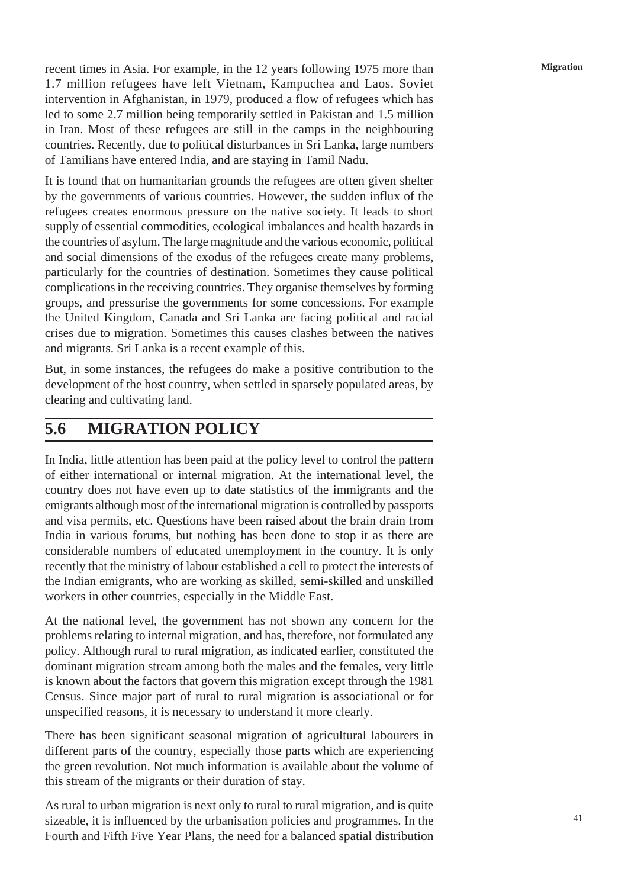recent times in Asia. For example, in the 12 years following 1975 more than 1.7 million refugees have left Vietnam, Kampuchea and Laos. Soviet intervention in Afghanistan, in 1979, produced a flow of refugees which has led to some 2.7 million being temporarily settled in Pakistan and 1.5 million in Iran. Most of these refugees are still in the camps in the neighbouring countries. Recently, due to political disturbances in Sri Lanka, large numbers of Tamilians have entered India, and are staying in Tamil Nadu.

It is found that on humanitarian grounds the refugees are often given shelter by the governments of various countries. However, the sudden influx of the refugees creates enormous pressure on the native society. It leads to short supply of essential commodities, ecological imbalances and health hazards in the countries of asylum. The large magnitude and the various economic, political and social dimensions of the exodus of the refugees create many problems, particularly for the countries of destination. Sometimes they cause political complications in the receiving countries. They organise themselves by forming groups, and pressurise the governments for some concessions. For example the United Kingdom, Canada and Sri Lanka are facing political and racial crises due to migration. Sometimes this causes clashes between the natives and migrants. Sri Lanka is a recent example of this.

But, in some instances, the refugees do make a positive contribution to the development of the host country, when settled in sparsely populated areas, by clearing and cultivating land.

## 5.6 MIGRATION POLICY

In India, little attention has been paid at the policy level to control the pattern of either international or internal migration. At the international level, the country does not have even up to date statistics of the immigrants and the emigrants although most of the international migration is controlled by passports and visa permits, etc. Questions have been raised about the brain drain from India in various forums, but nothing has been done to stop it as there are considerable numbers of educated unemployment in the country. It is only recently that the ministry of labour established a cell to protect the interests of the Indian emigrants, who are working as skilled, semi-skilled and unskilled workers in other countries, especially in the Middle East.

At the national level, the government has not shown any concern for the problems relating to internal migration, and has, therefore, not formulated any policy. Although rural to rural migration, as indicated earlier, constituted the dominant migration stream among both the males and the females, very little is known about the factors that govern this migration except through the 1981 Census. Since major part of rural to rural migration is associational or for unspecified reasons, it is necessary to understand it more clearly.

There has been significant seasonal migration of agricultural labourers in different parts of the country, especially those parts which are experiencing the green revolution. Not much information is available about the volume of this stream of the migrants or their duration of stay.

As rural to urban migration is next only to rural to rural migration, and is quite sizeable, it is influenced by the urbanisation policies and programmes. In the Fourth and Fifth Five Year Plans, the need for a balanced spatial distribution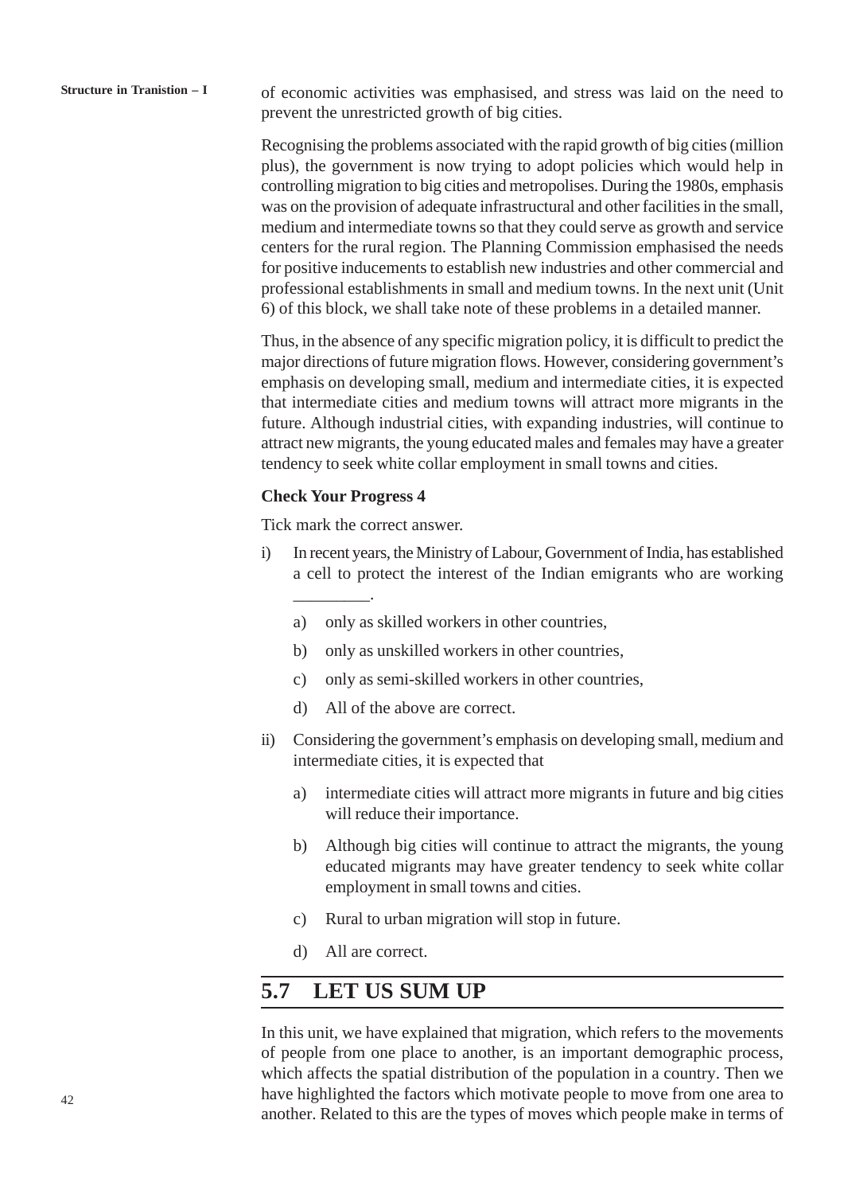of economic activities was emphasised, and stress was laid on the need to prevent the unrestricted growth of big cities.

Recognising the problems associated with the rapid growth of big cities (million plus), the government is now trying to adopt policies which would help in controlling migration to big cities and metropolises. During the 1980s, emphasis was on the provision of adequate infrastructural and other facilities in the small, medium and intermediate towns so that they could serve as growth and service centers for the rural region. The Planning Commission emphasised the needs for positive inducements to establish new industries and other commercial and professional establishments in small and medium towns. In the next unit (Unit 6) of this block, we shall take note of these problems in a detailed manner.

Thus, in the absence of any specific migration policy, it is difficult to predict the major directions of future migration flows. However, considering government's emphasis on developing small, medium and intermediate cities, it is expected that intermediate cities and medium towns will attract more migrants in the future. Although industrial cities, with expanding industries, will continue to attract new migrants, the young educated males and females may have a greater tendency to seek white collar employment in small towns and cities.

**Check Your Progress 4**

Tick mark the correct answer.

i) In recent years, the Ministry of Labour, Government of India, has established a cell to protect the interest of the Indian emigrants who are working _________.

   a) only as skilled workers in other countries,

   b) only as unskilled workers in other countries,

   c) only as semi-skilled workers in other countries,

   d) All of the above are correct.

ii) Considering the government's emphasis on developing small, medium and intermediate cities, it is expected that

   a) intermediate cities will attract more migrants in future and big cities will reduce their importance.

   b) Although big cities will continue to attract the migrants, the young educated migrants may have greater tendency to seek white collar employment in small towns and cities.

   c) Rural to urban migration will stop in future.

   d) All are correct.

## 5.7 LET US SUM UP

In this unit, we have explained that migration, which refers to the movements of people from one place to another, is an important demographic process, which affects the spatial distribution of the population in a country. Then we have highlighted the factors which motivate people to move from one area to another. Related to this are the types of moves which people make in terms of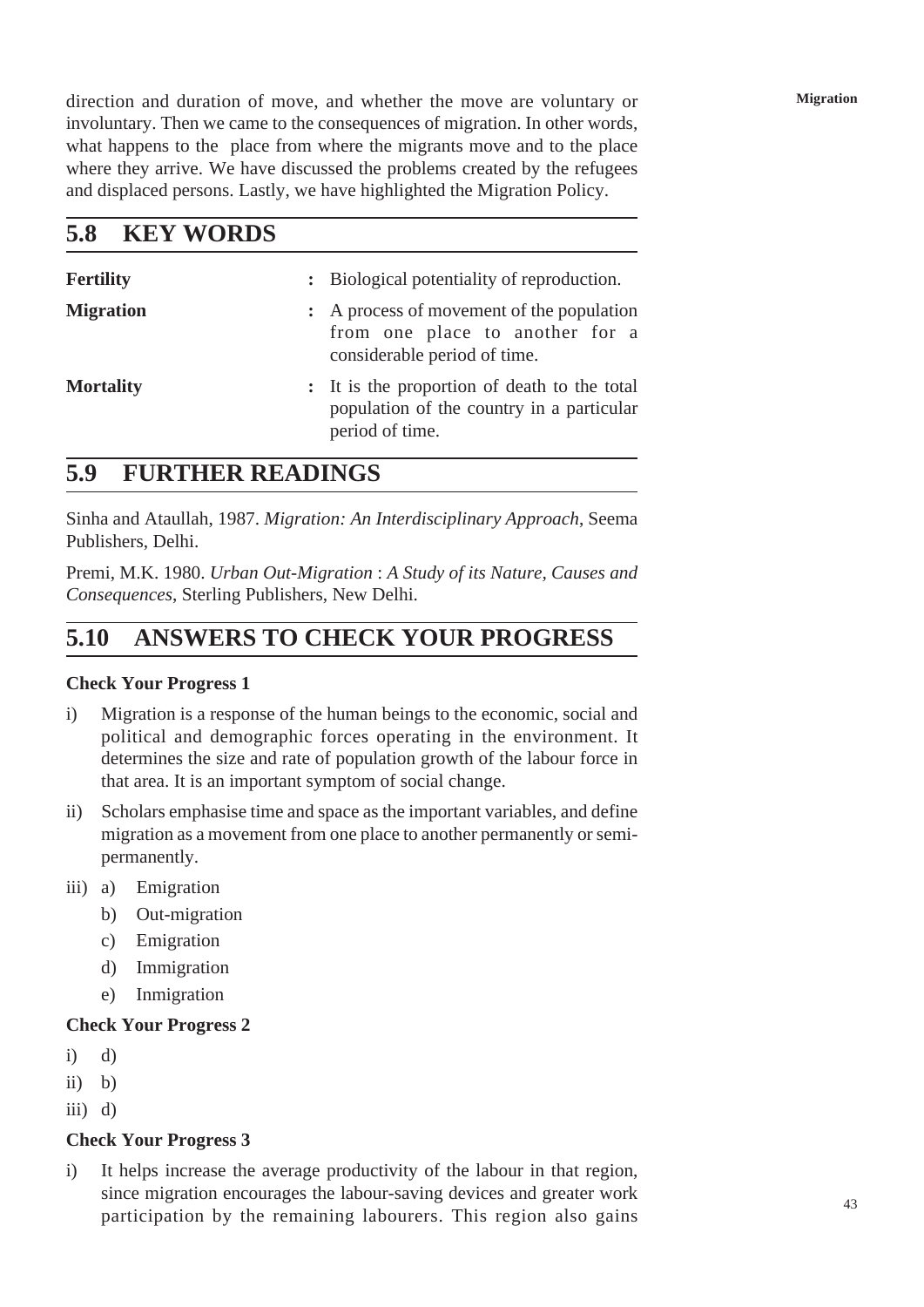direction and duration of move, and whether the move are voluntary or involuntary. Then we came to the consequences of migration. In other words, what happens to the place from where the migrants move and to the place where they arrive. We have discussed the problems created by the refugees and displaced persons. Lastly, we have highlighted the Migration Policy.

## 5.8 KEY WORDS

**Fertility** : Biological potentiality of reproduction.

**Migration** : A process of movement of the population from one place to another for a considerable period of time.

**Mortality** : It is the proportion of death to the total population of the country in a particular period of time.

## 5.9 FURTHER READINGS

Sinha and Ataullah, 1987. *Migration: An Interdisciplinary Approach*, Seema Publishers, Delhi.

Premi, M.K. 1980. *Urban Out-Migration* : *A Study of its Nature, Causes and Consequences*, Sterling Publishers, New Delhi.

## 5.10 ANSWERS TO CHECK YOUR PROGRESS

**Check Your Progress 1**

i) Migration is a response of the human beings to the economic, social and political and demographic forces operating in the environment. It determines the size and rate of population growth of the labour force in that area. It is an important symptom of social change.

ii) Scholars emphasise time and space as the important variables, and define migration as a movement from one place to another permanently or semi-permanently.

iii) a) Emigration
   b) Out-migration
   c) Emigration
   d) Immigration
   e) Inmigration

**Check Your Progress 2**

i) d)

ii) b)

iii) d)

**Check Your Progress 3**

i) It helps increase the average productivity of the labour in that region, since migration encourages the labour-saving devices and greater work participation by the remaining labourers. This region also gains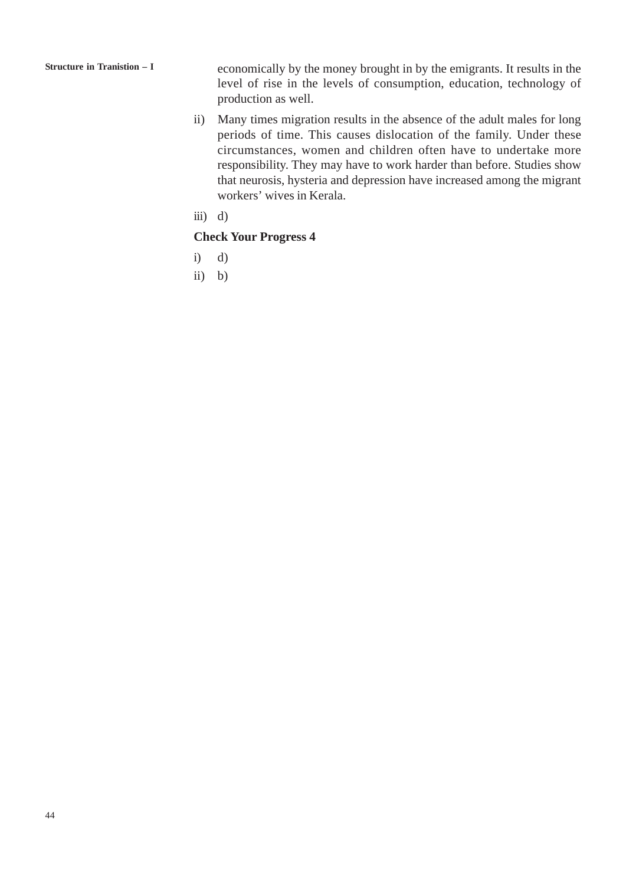economically by the money brought in by the emigrants. It results in the level of rise in the levels of consumption, education, technology of production as well.

ii) Many times migration results in the absence of the adult males for long periods of time. This causes dislocation of the family. Under these circumstances, women and children often have to undertake more responsibility. They may have to work harder than before. Studies show that neurosis, hysteria and depression have increased among the migrant workers' wives in Kerala.

iii) d)

**Check Your Progress 4**

i) d)

ii) b)